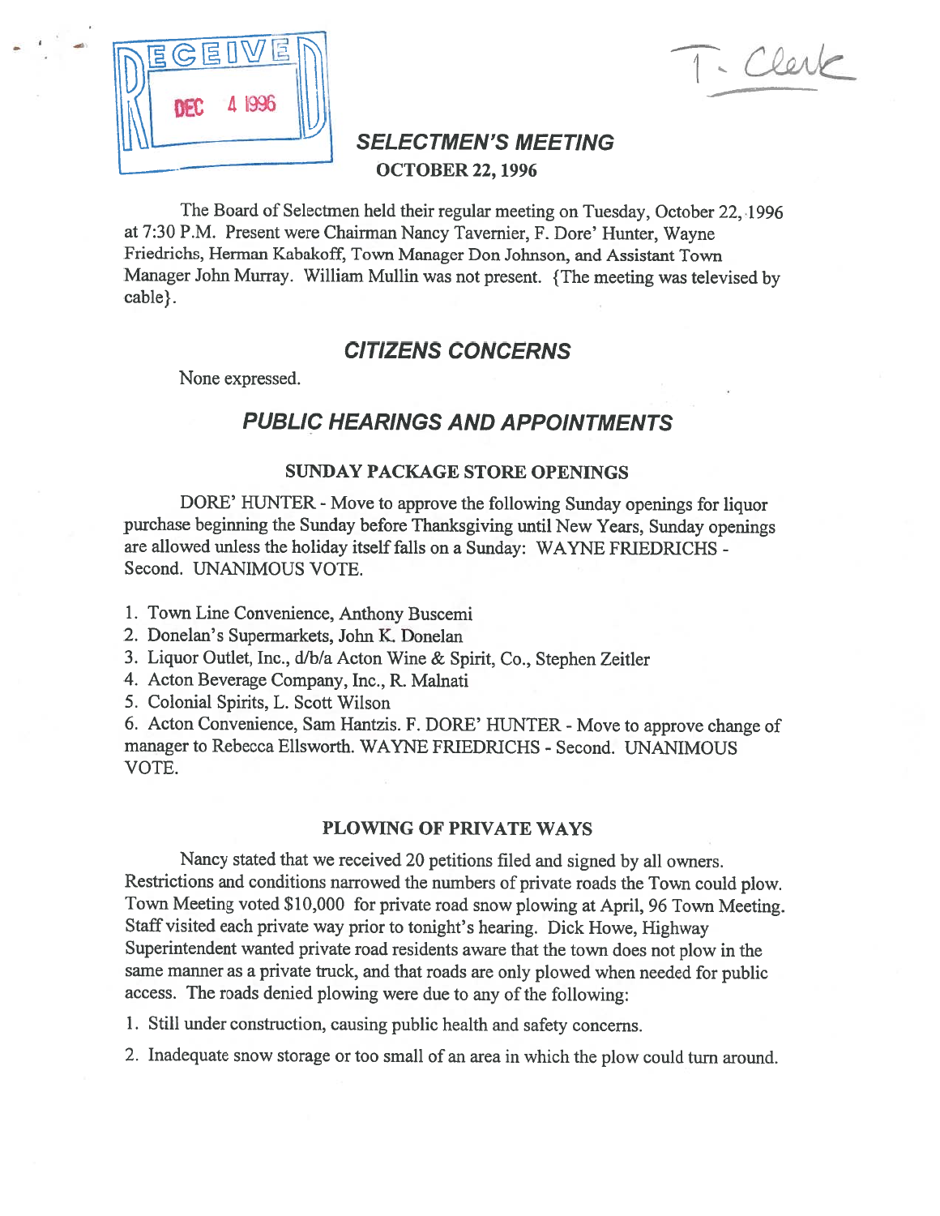RECEIVED DEC 4 1996

T. Clerk

## SELECTMEN'S MEETING

**OCTOBER 22, 1996**

The Board of Selectmen held their regular meeting on Tuesday, October 22, 1996 at 7:30 P.M. Present were Chairman Nancy Tavernier, F. Dore' Hunter, Wayne Friedrichs, Herman Kabakoff, Town Manager Don Johnson, and Assistant Town Manager John Murray. William Mullin was not present. {The meeting was televised by cable}.

## CITIZENS CONCERNS

None expressed.

## PUBLIC HEARINGS AND APPOINTMENTS

### SUNDAY PACKAGE STORE OPENINGS

DORE' HUNTER - Move to approve the following Sunday openings for liquor purchase beginning the Sunday before Thanksgiving until New Years, Sunday openings are allowed unless the holiday itself falls on a Sunday: WAYNE FRIEDRICHS - Second. UNANIMOUS VOTE.

1. Town Line Convenience, Anthony Buscemi
2. Donelan's Supermarkets, John K. Donelan
3. Liquor Outlet, Inc., d/b/a Acton Wine & Spirit, Co., Stephen Zeitler
4. Acton Beverage Company, Inc., R. Malnati
5. Colonial Spirits, L. Scott Wilson
6. Acton Convenience, Sam Hantzis. F. DORE' HUNTER - Move to approve change of manager to Rebecca Ellsworth. WAYNE FRIEDRICHS - Second. UNANIMOUS VOTE.

### PLOWING OF PRIVATE WAYS

Nancy stated that we received 20 petitions filed and signed by all owners. Restrictions and conditions narrowed the numbers of private roads the Town could plow. Town Meeting voted $10,000 for private road snow plowing at April, 96 Town Meeting. Staff visited each private way prior to tonight's hearing. Dick Howe, Highway Superintendent wanted private road residents aware that the town does not plow in the same manner as a private truck, and that roads are only plowed when needed for public access. The roads denied plowing were due to any of the following:

1. Still under construction, causing public health and safety concerns.
2. Inadequate snow storage or too small of an area in which the plow could turn around.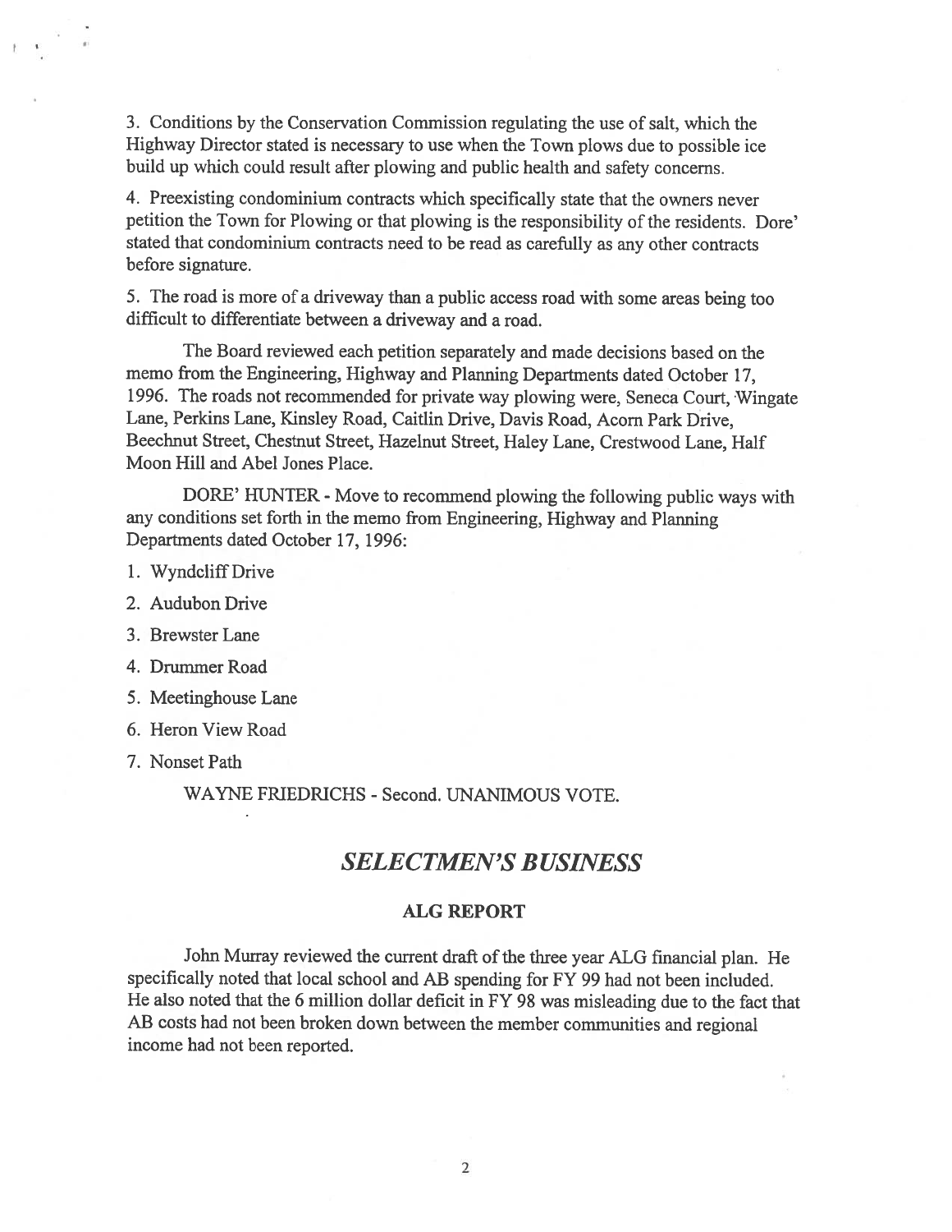3. Conditions by the Conservation Commission regulating the use of salt, which the Highway Director stated is necessary to use when the Town plows due to possible ice build up which could result after plowing and public health and safety concerns.

4. Preexisting condominium contracts which specifically state that the owners never petition the Town for Plowing or that plowing is the responsibility of the residents. Dore' stated that condominium contracts need to be read as carefully as any other contracts before signature.

5. The road is more of a driveway than a public access road with some areas being too difficult to differentiate between a driveway and a road.

The Board reviewed each petition separately and made decisions based on the memo from the Engineering, Highway and Planning Departments dated October 17, 1996. The roads not recommended for private way plowing were, Seneca Court, Wingate Lane, Perkins Lane, Kinsley Road, Caitlin Drive, Davis Road, Acorn Park Drive, Beechnut Street, Chestnut Street, Hazelnut Street, Haley Lane, Crestwood Lane, Half Moon Hill and Abel Jones Place.

DORE' HUNTER - Move to recommend plowing the following public ways with any conditions set forth in the memo from Engineering, Highway and Planning Departments dated October 17, 1996:

1. Wyndcliff Drive
2. Audubon Drive
3. Brewster Lane
4. Drummer Road
5. Meetinghouse Lane
6. Heron View Road
7. Nonset Path

WAYNE FRIEDRICHS - Second. UNANIMOUS VOTE.

## *SELECTMEN'S BUSINESS*

### ALG REPORT

John Murray reviewed the current draft of the three year ALG financial plan. He specifically noted that local school and AB spending for FY 99 had not been included. He also noted that the 6 million dollar deficit in FY 98 was misleading due to the fact that AB costs had not been broken down between the member communities and regional income had not been reported.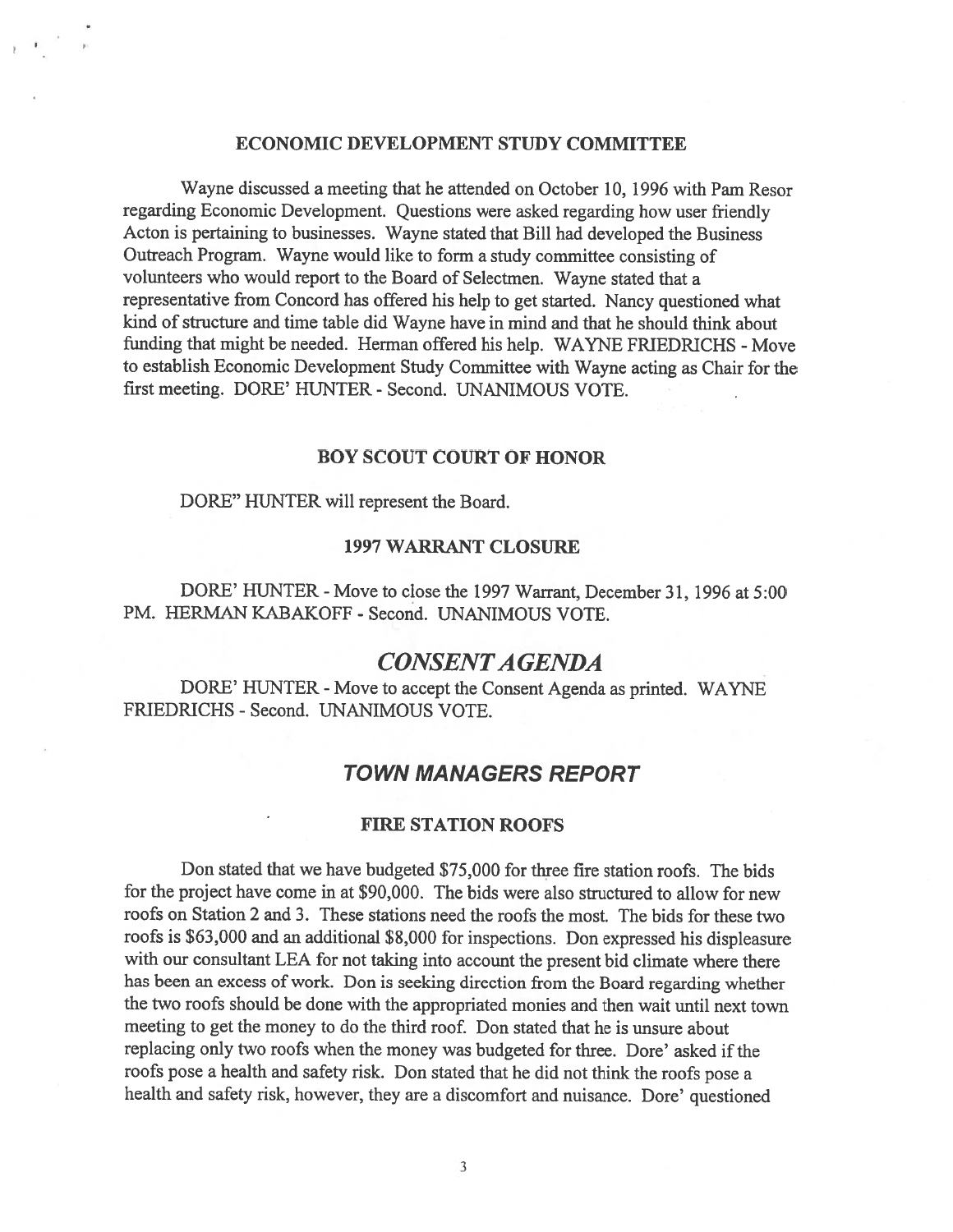### ECONOMIC DEVELOPMENT STUDY COMMITTEE

Wayne discussed a meeting that he attended on October 10, 1996 with Pam Resor regarding Economic Development. Questions were asked regarding how user friendly Acton is pertaining to businesses. Wayne stated that Bill had developed the Business Outreach Program. Wayne would like to form a study committee consisting of volunteers who would report to the Board of Selectmen. Wayne stated that a representative from Concord has offered his help to get started. Nancy questioned what kind of structure and time table did Wayne have in mind and that he should think about funding that might be needed. Herman offered his help. WAYNE FRIEDRICHS - Move to establish Economic Development Study Committee with Wayne acting as Chair for the first meeting. DORE' HUNTER - Second. UNANIMOUS VOTE.

### BOY SCOUT COURT OF HONOR

DORE" HUNTER will represent the Board.

### 1997 WARRANT CLOSURE

DORE' HUNTER - Move to close the 1997 Warrant, December 31, 1996 at 5:00 PM. HERMAN KABAKOFF - Second. UNANIMOUS VOTE.

## *CONSENT AGENDA*

DORE' HUNTER - Move to accept the Consent Agenda as printed. WAYNE FRIEDRICHS - Second. UNANIMOUS VOTE.

## *TOWN MANAGERS REPORT*

### FIRE STATION ROOFS

Don stated that we have budgeted $75,000 for three fire station roofs. The bids for the project have come in at $90,000. The bids were also structured to allow for new roofs on Station 2 and 3. These stations need the roofs the most. The bids for these two roofs is $63,000 and an additional $8,000 for inspections. Don expressed his displeasure with our consultant LEA for not taking into account the present bid climate where there has been an excess of work. Don is seeking direction from the Board regarding whether the two roofs should be done with the appropriated monies and then wait until next town meeting to get the money to do the third roof. Don stated that he is unsure about replacing only two roofs when the money was budgeted for three. Dore' asked if the roofs pose a health and safety risk. Don stated that he did not think the roofs pose a health and safety risk, however, they are a discomfort and nuisance. Dore' questioned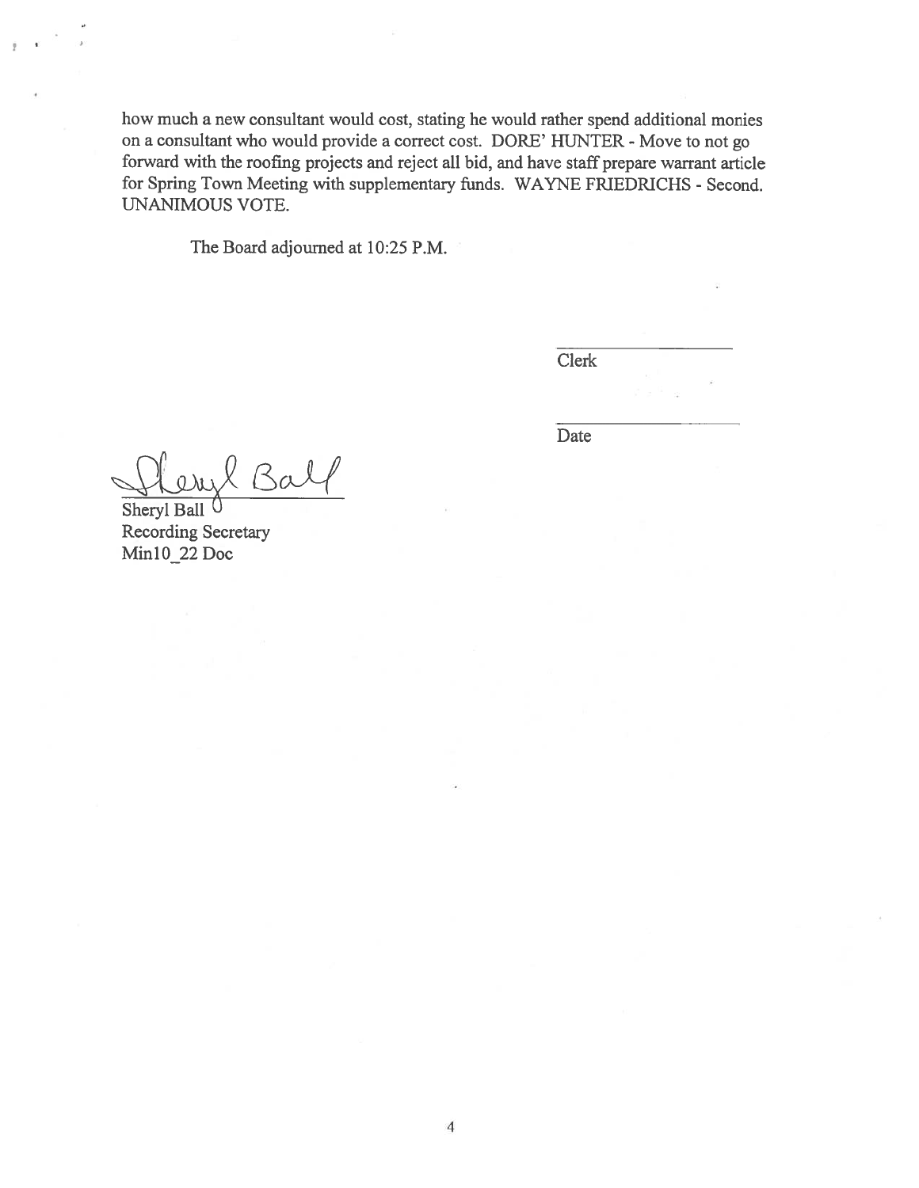how much a new consultant would cost, stating he would rather spend additional monies on a consultant who would provide a correct cost. DORE' HUNTER - Move to not go forward with the roofing projects and reject all bid, and have staff preprare warrant article for Spring Town Meeting with supplementary funds. WAYNE FRIEDRICHS - Second. UNANIMOUS VOTE.

The Board adjourned at 10:25 P.M.

\_\_\_\_\_\_\_\_\_\_\_\_\_\_\_\_\_\_
Clerk

\_\_\_\_\_\_\_\_\_\_\_\_\_\_\_\_\_\_
Date

Sheryl Ball
Recording Secretary
Min10_22 Doc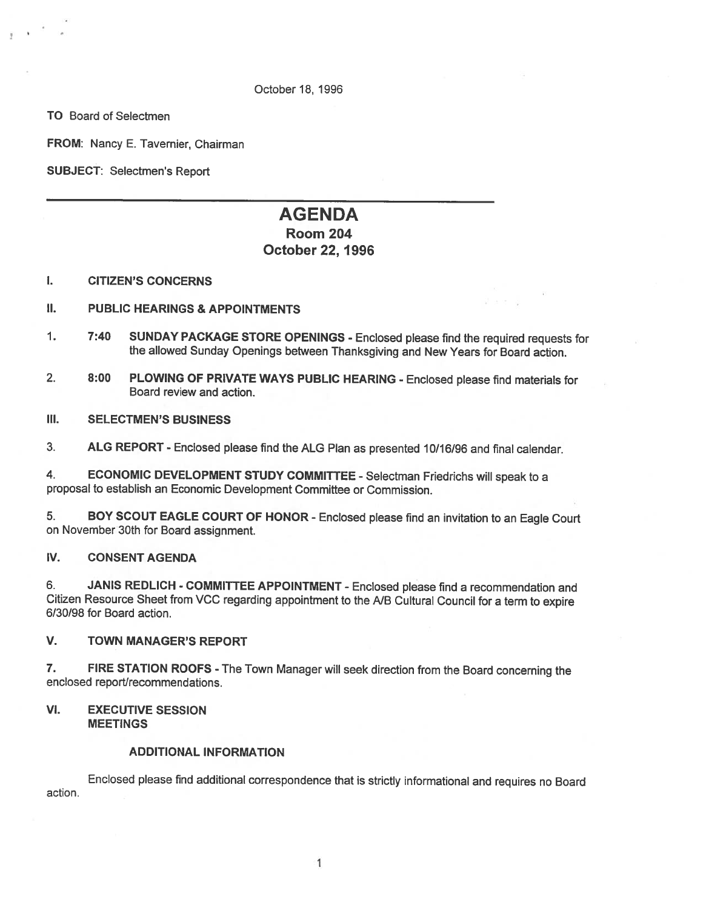October 18, 1996

**TO** Board of Selectmen

**FROM:** Nancy E. Tavernier, Chairman

**SUBJECT:** Selectmen's Report

---

# AGENDA
## Room 204
## October 22, 1996

**I. CITIZEN'S CONCERNS**

**II. PUBLIC HEARINGS & APPOINTMENTS**

1. **7:40 SUNDAY PACKAGE STORE OPENINGS** - Enclosed please find the required requests for the allowed Sunday Openings between Thanksgiving and New Years for Board action.

2. **8:00 PLOWING OF PRIVATE WAYS PUBLIC HEARING** - Enclosed please find materials for Board review and action.

**III. SELECTMEN'S BUSINESS**

3. **ALG REPORT** - Enclosed please find the ALG Plan as presented 10/16/96 and final calendar.

4. **ECONOMIC DEVELOPMENT STUDY COMMITTEE** - Selectman Friedrichs will speak to a proposal to establish an Economic Development Committee or Commission.

5. **BOY SCOUT EAGLE COURT OF HONOR** - Enclosed please find an invitation to an Eagle Court on November 30th for Board assignment.

**IV. CONSENT AGENDA**

6. **JANIS REDLICH - COMMITTEE APPOINTMENT** - Enclosed please find a recommendation and Citizen Resource Sheet from VCC regarding appointment to the A/B Cultural Council for a term to expire 6/30/98 for Board action.

**V. TOWN MANAGER'S REPORT**

7. **FIRE STATION ROOFS** - The Town Manager will seek direction from the Board concerning the enclosed report/recommendations.

**VI. EXECUTIVE SESSION**
**MEETINGS**

**ADDITIONAL INFORMATION**

Enclosed please find additional correspondence that is strictly informational and requires no Board action.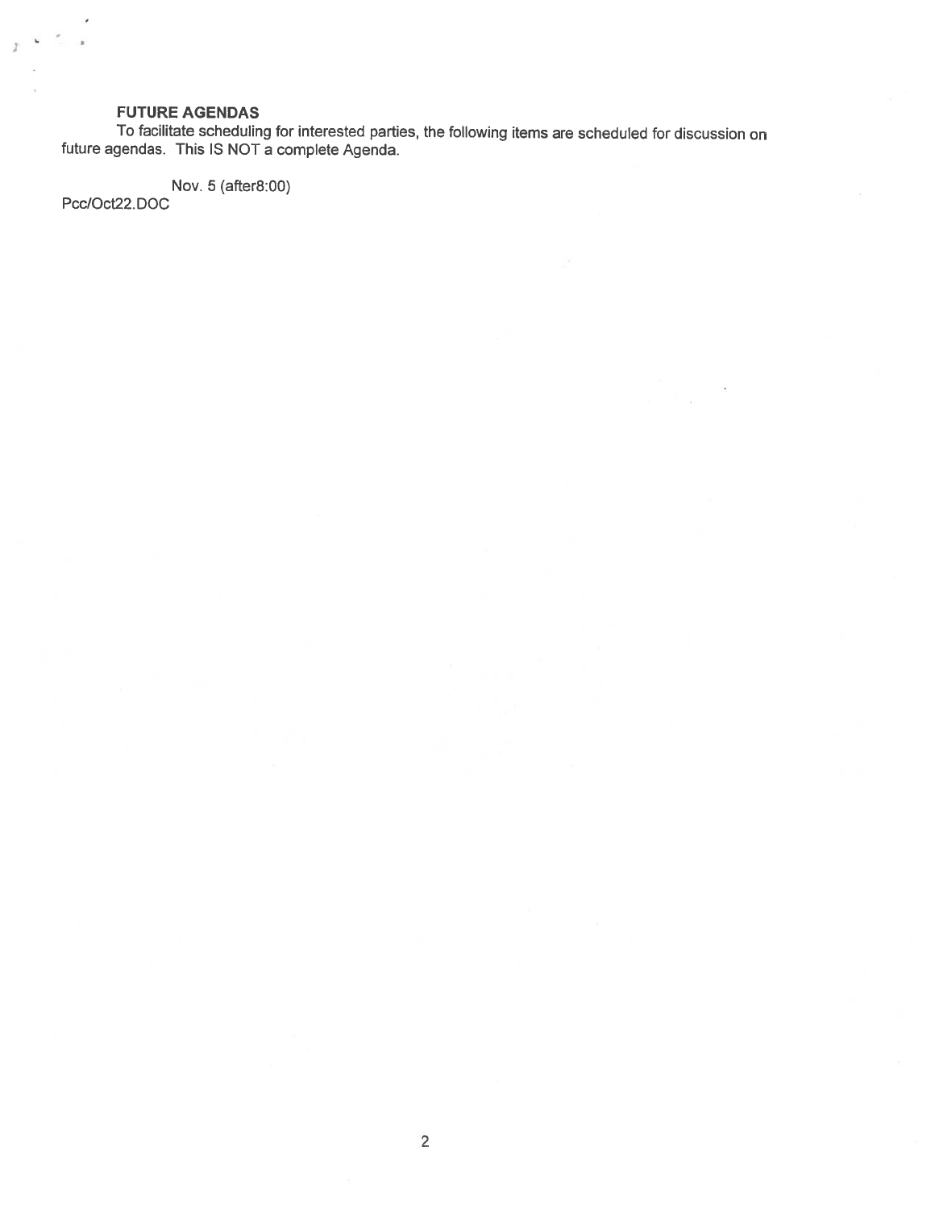**FUTURE AGENDAS**

To facilitate scheduling for interested parties, the following items are scheduled for discussion on future agendas. This IS NOT a complete Agenda.

Nov. 5 (after8:00)

Pcc/Oct22.DOC